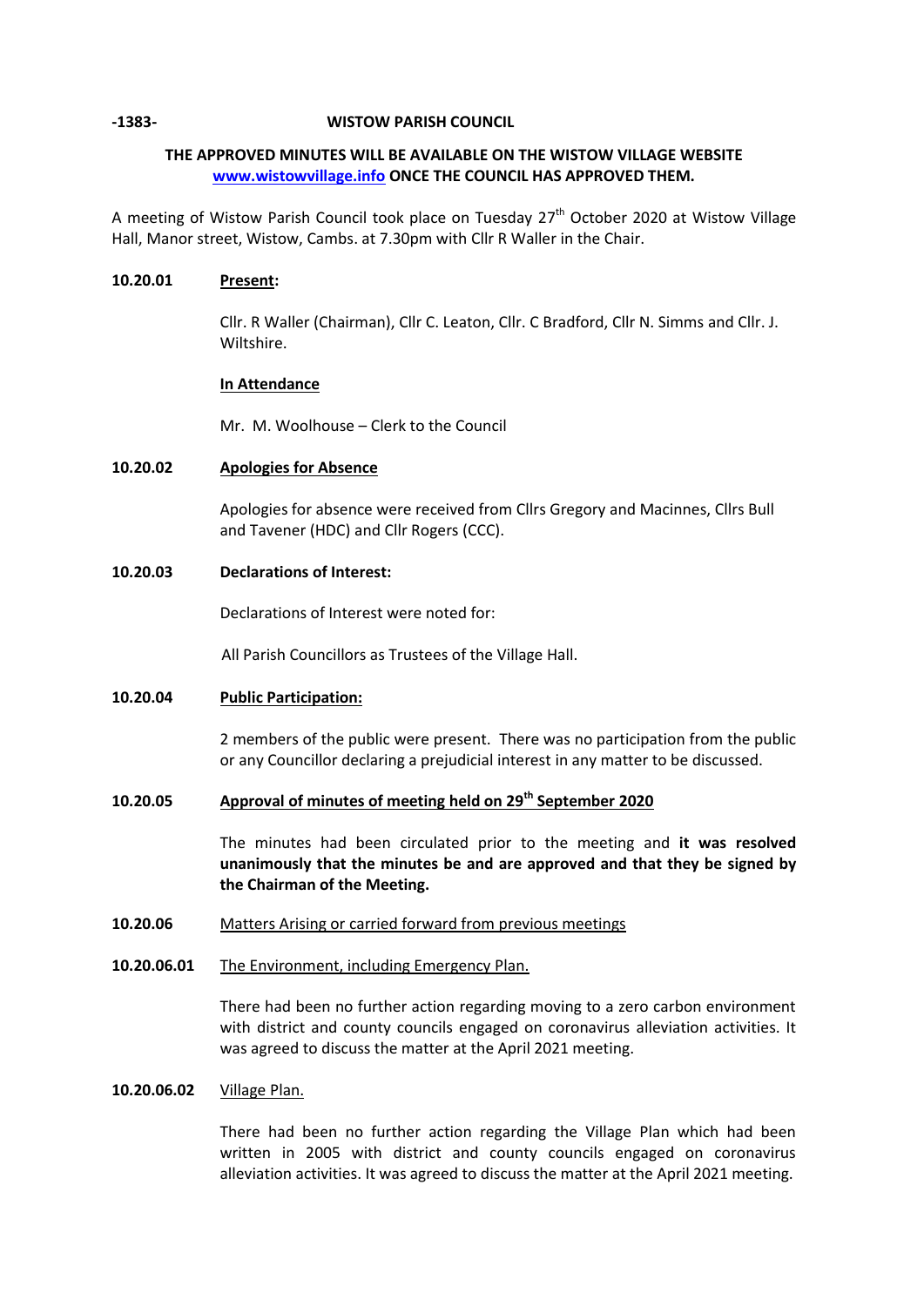**-1383-** **WISTOW PARISH COUNCIL**

**THE APPROVED MINUTES WILL BE AVAILABLE ON THE WISTOW VILLAGE WEBSITE [www.wistowvillage.info](http://www.wistowvillage.info) ONCE THE COUNCIL HAS APPROVED THEM.**

A meeting of Wistow Parish Council took place on Tuesday 27th October 2020 at Wistow Village Hall, Manor street, Wistow, Cambs. at 7.30pm with Cllr R Waller in the Chair.

**10.20.01** **Present:**

Cllr. R Waller (Chairman), Cllr C. Leaton, Cllr. C Bradford, Cllr N. Simms and Cllr. J. Wiltshire.

**In Attendance**

Mr. M. Woolhouse – Clerk to the Council

**10.20.02** **Apologies for Absence**

Apologies for absence were received from Cllrs Gregory and Macinnes, Cllrs Bull and Tavener (HDC) and Cllr Rogers (CCC).

**10.20.03** **Declarations of Interest:**

Declarations of Interest were noted for:

All Parish Councillors as Trustees of the Village Hall.

**10.20.04** **Public Participation:**

2 members of the public were present. There was no participation from the public or any Councillor declaring a prejudicial interest in any matter to be discussed.

**10.20.05** **Approval of minutes of meeting held on 29th September 2020**

The minutes had been circulated prior to the meeting and **it was resolved unanimously that the minutes be and are approved and that they be signed by the Chairman of the Meeting.**

**10.20.06** Matters Arising or carried forward from previous meetings

**10.20.06.01** The Environment, including Emergency Plan.

There had been no further action regarding moving to a zero carbon environment with district and county councils engaged on coronavirus alleviation activities. It was agreed to discuss the matter at the April 2021 meeting.

**10.20.06.02** Village Plan.

There had been no further action regarding the Village Plan which had been written in 2005 with district and county councils engaged on coronavirus alleviation activities. It was agreed to discuss the matter at the April 2021 meeting.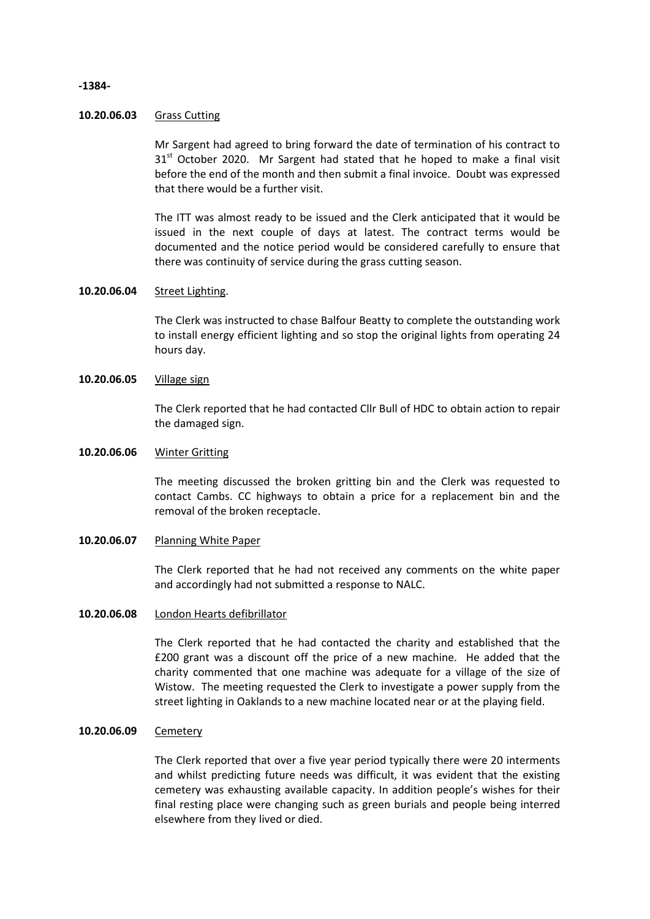**10.20.06.03** Grass Cutting

Mr Sargent had agreed to bring forward the date of termination of his contract to 31st October 2020. Mr Sargent had stated that he hoped to make a final visit before the end of the month and then submit a final invoice. Doubt was expressed that there would be a further visit.

The ITT was almost ready to be issued and the Clerk anticipated that it would be issued in the next couple of days at latest. The contract terms would be documented and the notice period would be considered carefully to ensure that there was continuity of service during the grass cutting season.

**10.20.06.04** Street Lighting.

The Clerk was instructed to chase Balfour Beatty to complete the outstanding work to install energy efficient lighting and so stop the original lights from operating 24 hours day.

**10.20.06.05** Village sign

The Clerk reported that he had contacted Cllr Bull of HDC to obtain action to repair the damaged sign.

**10.20.06.06** Winter Gritting

The meeting discussed the broken gritting bin and the Clerk was requested to contact Cambs. CC highways to obtain a price for a replacement bin and the removal of the broken receptacle.

**10.20.06.07** Planning White Paper

The Clerk reported that he had not received any comments on the white paper and accordingly had not submitted a response to NALC.

**10.20.06.08** London Hearts defibrillator

The Clerk reported that he had contacted the charity and established that the £200 grant was a discount off the price of a new machine. He added that the charity commented that one machine was adequate for a village of the size of Wistow. The meeting requested the Clerk to investigate a power supply from the street lighting in Oaklands to a new machine located near or at the playing field.

**10.20.06.09** Cemetery

The Clerk reported that over a five year period typically there were 20 interments and whilst predicting future needs was difficult, it was evident that the existing cemetery was exhausting available capacity. In addition people's wishes for their final resting place were changing such as green burials and people being interred elsewhere from they lived or died.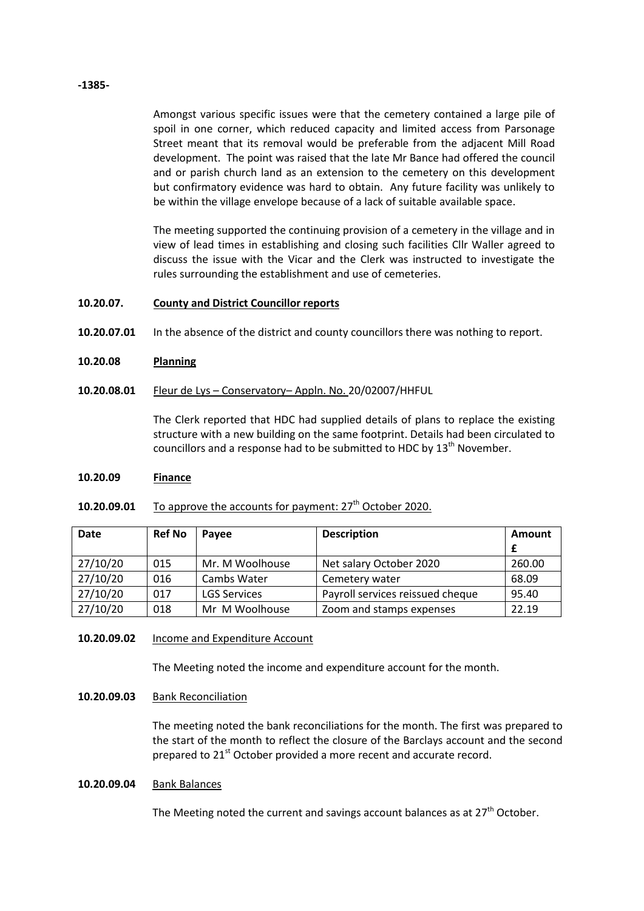Amongst various specific issues were that the cemetery contained a large pile of spoil in one corner, which reduced capacity and limited access from Parsonage Street meant that its removal would be preferable from the adjacent Mill Road development. The point was raised that the late Mr Bance had offered the council and or parish church land as an extension to the cemetery on this development but confirmatory evidence was hard to obtain. Any future facility was unlikely to be within the village envelope because of a lack of suitable available space.

The meeting supported the continuing provision of a cemetery in the village and in view of lead times in establishing and closing such facilities Cllr Waller agreed to discuss the issue with the Vicar and the Clerk was instructed to investigate the rules surrounding the establishment and use of cemeteries.

**10.20.07. County and District Councillor reports**

**10.20.07.01** In the absence of the district and county councillors there was nothing to report.

**10.20.08 Planning**

**10.20.08.01** Fleur de Lys – Conservatory– Appln. No. 20/02007/HHFUL

The Clerk reported that HDC had supplied details of plans to replace the existing structure with a new building on the same footprint. Details had been circulated to councillors and a response had to be submitted to HDC by 13th November.

**10.20.09 Finance**

**10.20.09.01** To approve the accounts for payment: 27th October 2020.

| Date | Ref No | Payee | Description | Amount £ |
|---|---|---|---|---|
| 27/10/20 | 015 | Mr. M Woolhouse | Net salary October 2020 | 260.00 |
| 27/10/20 | 016 | Cambs Water | Cemetery water | 68.09 |
| 27/10/20 | 017 | LGS Services | Payroll services reissued cheque | 95.40 |
| 27/10/20 | 018 | Mr M Woolhouse | Zoom and stamps expenses | 22.19 |

**10.20.09.02** Income and Expenditure Account

The Meeting noted the income and expenditure account for the month.

**10.20.09.03** Bank Reconciliation

The meeting noted the bank reconciliations for the month. The first was prepared to the start of the month to reflect the closure of the Barclays account and the second prepared to 21st October provided a more recent and accurate record.

**10.20.09.04** Bank Balances

The Meeting noted the current and savings account balances as at 27th October.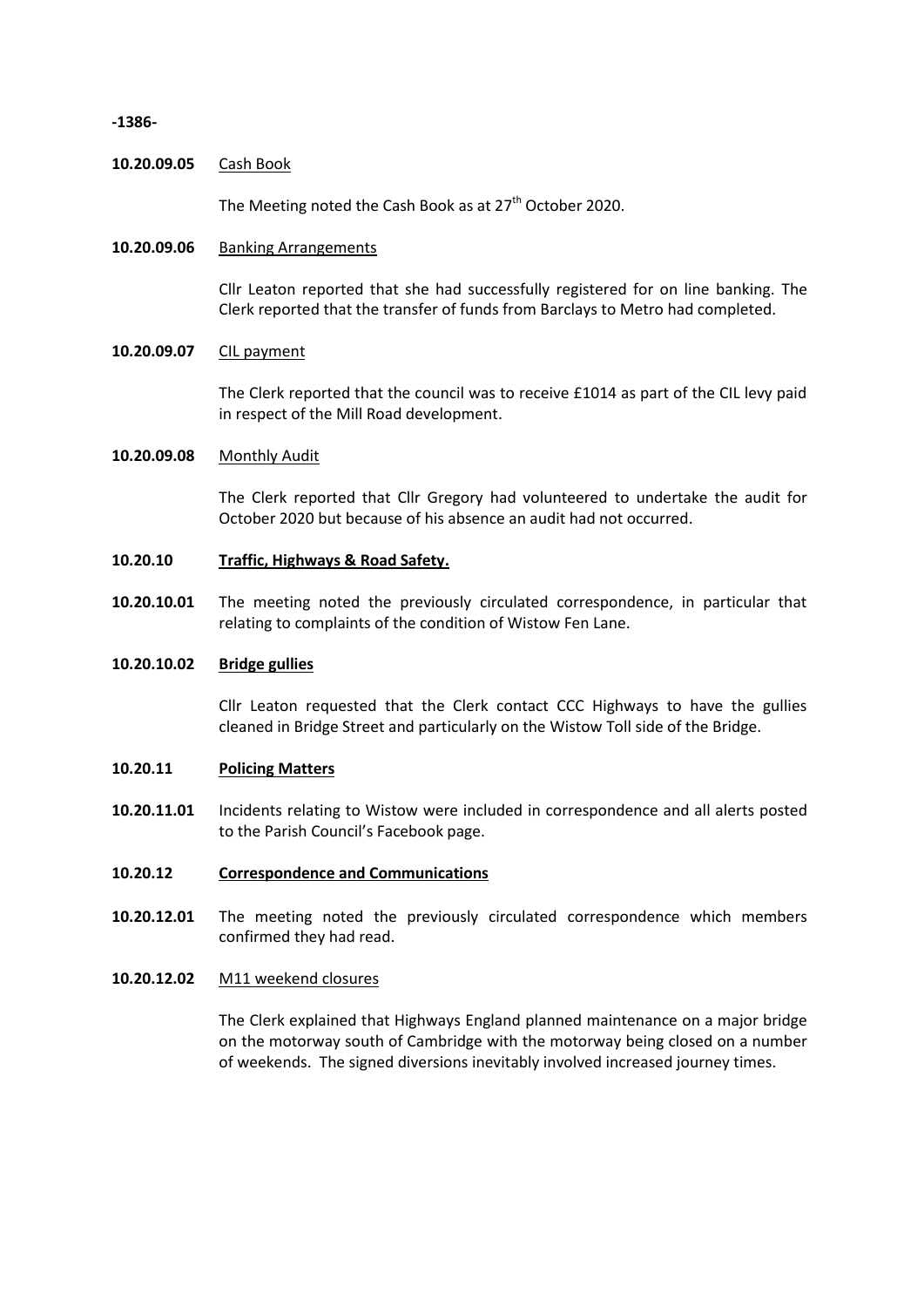**10.20.09.05** Cash Book

The Meeting noted the Cash Book as at 27th October 2020.

**10.20.09.06** Banking Arrangements

Cllr Leaton reported that she had successfully registered for on line banking. The Clerk reported that the transfer of funds from Barclays to Metro had completed.

**10.20.09.07** CIL payment

The Clerk reported that the council was to receive £1014 as part of the CIL levy paid in respect of the Mill Road development.

**10.20.09.08** Monthly Audit

The Clerk reported that Cllr Gregory had volunteered to undertake the audit for October 2020 but because of his absence an audit had not occurred.

**10.20.10 Traffic, Highways & Road Safety.**

**10.20.10.01** The meeting noted the previously circulated correspondence, in particular that relating to complaints of the condition of Wistow Fen Lane.

**10.20.10.02 Bridge gullies**

Cllr Leaton requested that the Clerk contact CCC Highways to have the gullies cleaned in Bridge Street and particularly on the Wistow Toll side of the Bridge.

**10.20.11 Policing Matters**

**10.20.11.01** Incidents relating to Wistow were included in correspondence and all alerts posted to the Parish Council's Facebook page.

**10.20.12 Correspondence and Communications**

**10.20.12.01** The meeting noted the previously circulated correspondence which members confirmed they had read.

**10.20.12.02** M11 weekend closures

The Clerk explained that Highways England planned maintenance on a major bridge on the motorway south of Cambridge with the motorway being closed on a number of weekends. The signed diversions inevitably involved increased journey times.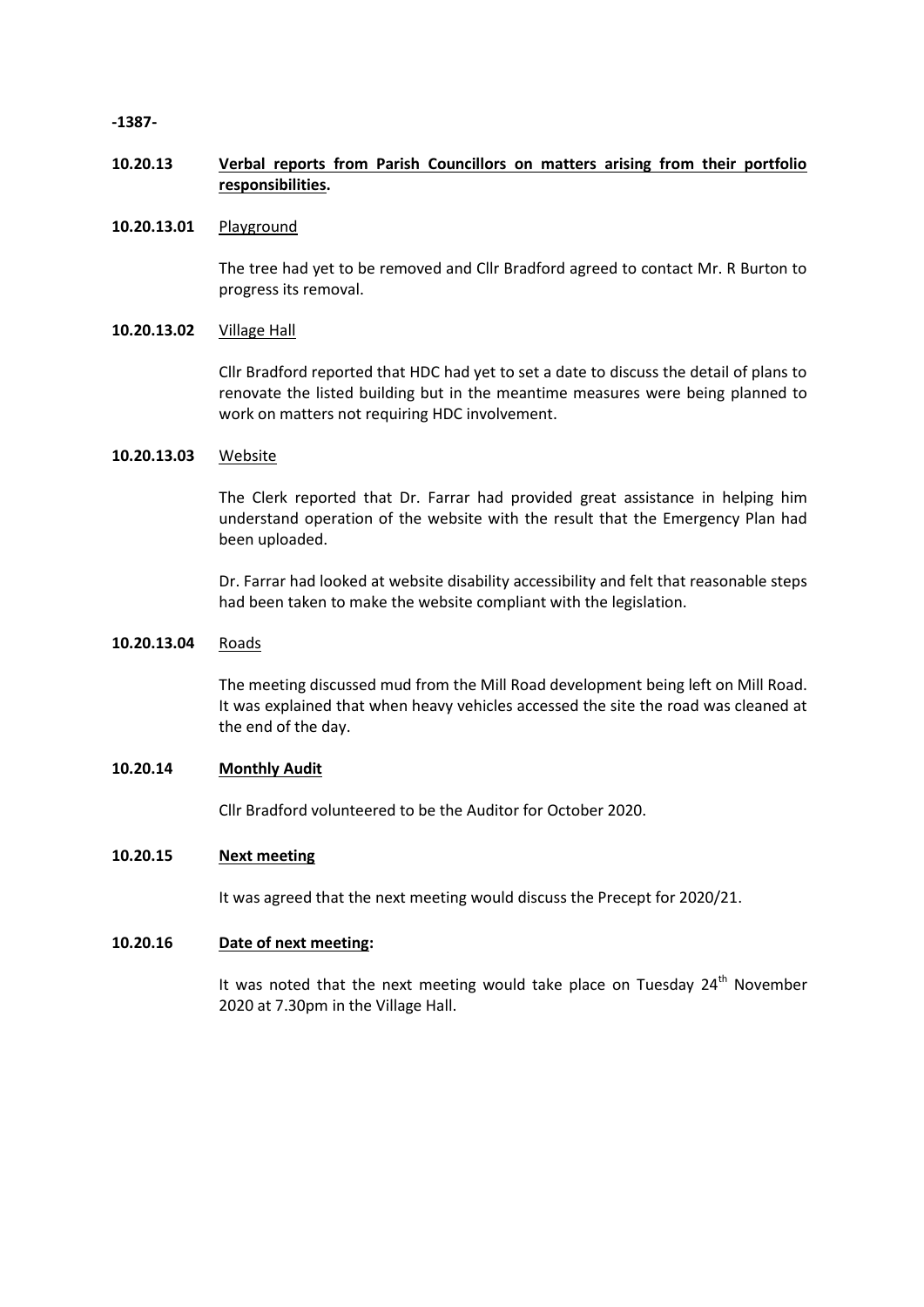**10.20.13 Verbal reports from Parish Councillors on matters arising from their portfolio responsibilities.**

**10.20.13.01** Playground

The tree had yet to be removed and Cllr Bradford agreed to contact Mr. R Burton to progress its removal.

**10.20.13.02** Village Hall

Cllr Bradford reported that HDC had yet to set a date to discuss the detail of plans to renovate the listed building but in the meantime measures were being planned to work on matters not requiring HDC involvement.

**10.20.13.03** Website

The Clerk reported that Dr. Farrar had provided great assistance in helping him understand operation of the website with the result that the Emergency Plan had been uploaded.

Dr. Farrar had looked at website disability accessibility and felt that reasonable steps had been taken to make the website compliant with the legislation.

**10.20.13.04** Roads

The meeting discussed mud from the Mill Road development being left on Mill Road. It was explained that when heavy vehicles accessed the site the road was cleaned at the end of the day.

**10.20.14 Monthly Audit**

Cllr Bradford volunteered to be the Auditor for October 2020.

**10.20.15 Next meeting**

It was agreed that the next meeting would discuss the Precept for 2020/21.

**10.20.16 Date of next meeting:**

It was noted that the next meeting would take place on Tuesday 24th November 2020 at 7.30pm in the Village Hall.